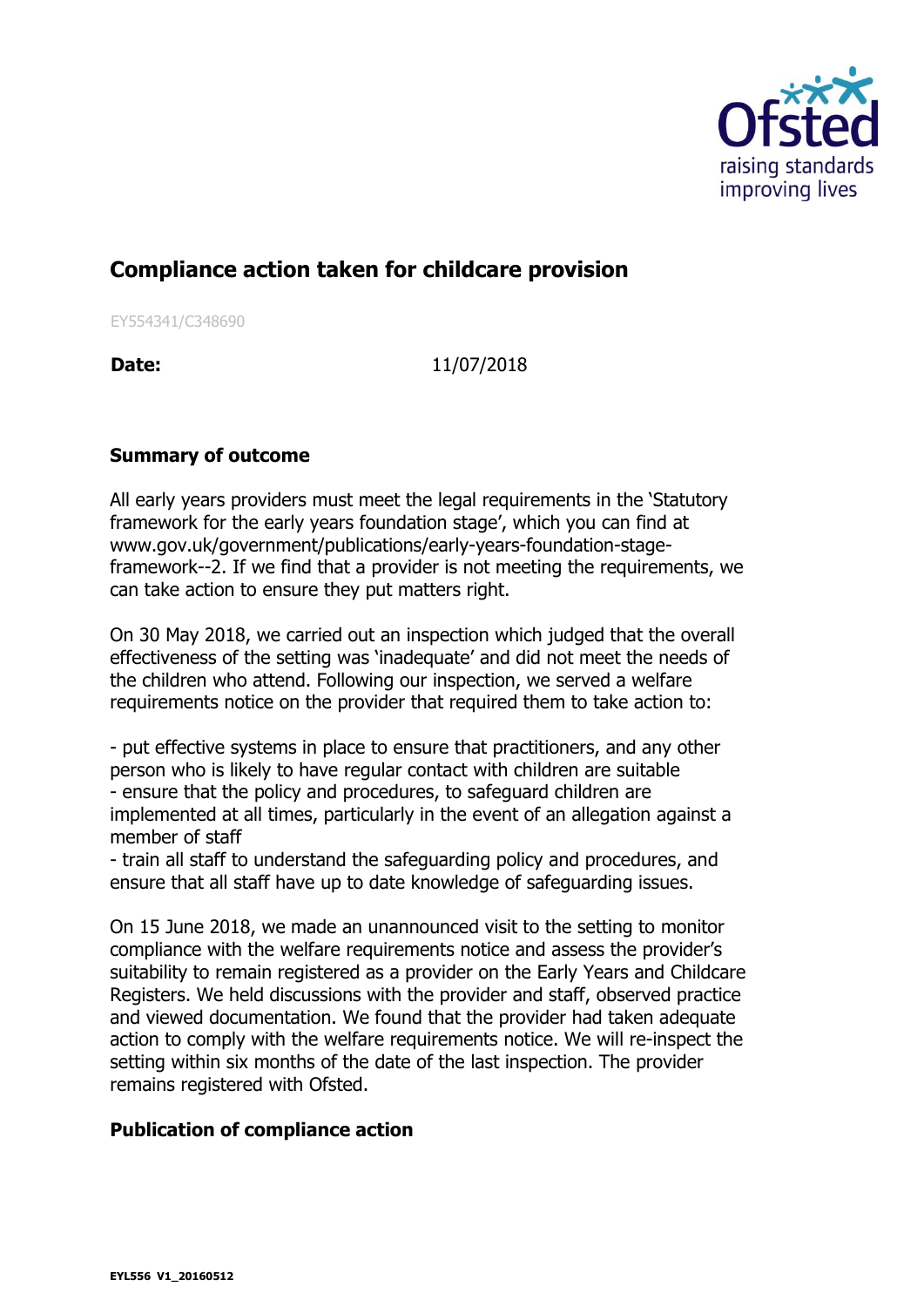# Compliance action taken for childcare provision

EY554341/C348690

**Date:** 11/07/2018

## Summary of outcome

All early years providers must meet the legal requirements in the 'Statutory framework for the early years foundation stage', which you can find at www.gov.uk/government/publications/early-years-foundation-stage-framework--2. If we find that a provider is not meeting the requirements, we can take action to ensure they put matters right.

On 30 May 2018, we carried out an inspection which judged that the overall effectiveness of the setting was 'inadequate' and did not meet the needs of the children who attend. Following our inspection, we served a welfare requirements notice on the provider that required them to take action to:

- put effective systems in place to ensure that practitioners, and any other person who is likely to have regular contact with children are suitable
- ensure that the policy and procedures, to safeguard children are implemented at all times, particularly in the event of an allegation against a member of staff
- train all staff to understand the safeguarding policy and procedures, and ensure that all staff have up to date knowledge of safeguarding issues.

On 15 June 2018, we made an unannounced visit to the setting to monitor compliance with the welfare requirements notice and assess the provider's suitability to remain registered as a provider on the Early Years and Childcare Registers. We held discussions with the provider and staff, observed practice and viewed documentation. We found that the provider had taken adequate action to comply with the welfare requirements notice. We will re-inspect the setting within six months of the date of the last inspection. The provider remains registered with Ofsted.

## Publication of compliance action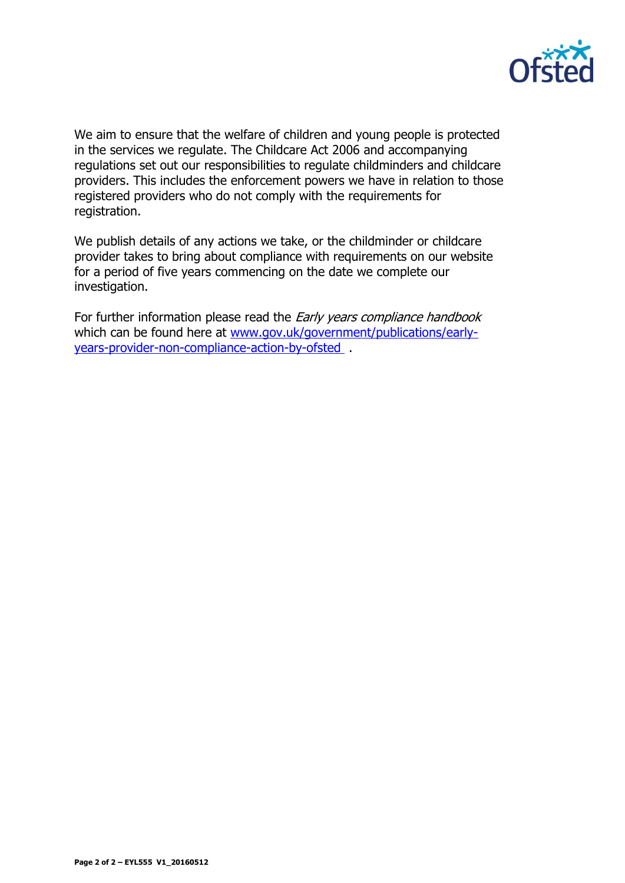We aim to ensure that the welfare of children and young people is protected in the services we regulate. The Childcare Act 2006 and accompanying regulations set out our responsibilities to regulate childminders and childcare providers. This includes the enforcement powers we have in relation to those registered providers who do not comply with the requirements for registration.

We publish details of any actions we take, or the childminder or childcare provider takes to bring about compliance with requirements on our website for a period of five years commencing on the date we complete our investigation.

For further information please read the *Early years compliance handbook* which can be found here at [www.gov.uk/government/publications/early-years-provider-non-compliance-action-by-ofsted](http://www.gov.uk/government/publications/early-years-provider-non-compliance-action-by-ofsted) .